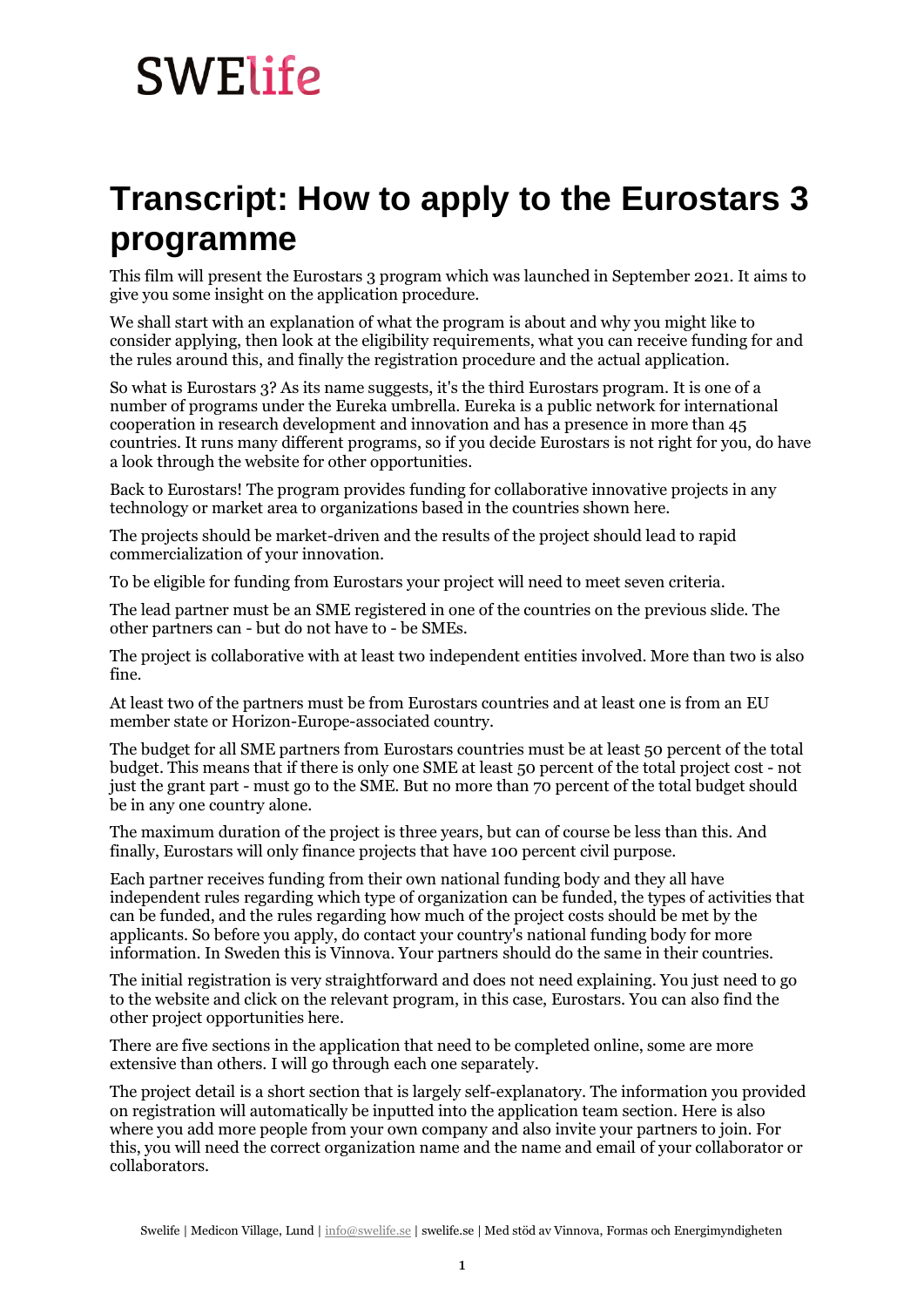SWElife

# Transcript: How to apply to the Eurostars 3 programme

This film will present the Eurostars 3 program which was launched in September 2021. It aims to give you some insight on the application procedure.

We shall start with an explanation of what the program is about and why you might like to consider applying, then look at the eligibility requirements, what you can receive funding for and the rules around this, and finally the registration procedure and the actual application.

So what is Eurostars 3? As its name suggests, it's the third Eurostars program. It is one of a number of programs under the Eureka umbrella. Eureka is a public network for international cooperation in research development and innovation and has a presence in more than 45 countries. It runs many different programs, so if you decide Eurostars is not right for you, do have a look through the website for other opportunities.

Back to Eurostars! The program provides funding for collaborative innovative projects in any technology or market area to organizations based in the countries shown here.

The projects should be market-driven and the results of the project should lead to rapid commercialization of your innovation.

To be eligible for funding from Eurostars your project will need to meet seven criteria.

The lead partner must be an SME registered in one of the countries on the previous slide. The other partners can - but do not have to - be SMEs.

The project is collaborative with at least two independent entities involved. More than two is also fine.

At least two of the partners must be from Eurostars countries and at least one is from an EU member state or Horizon-Europe-associated country.

The budget for all SME partners from Eurostars countries must be at least 50 percent of the total budget. This means that if there is only one SME at least 50 percent of the total project cost - not just the grant part - must go to the SME. But no more than 70 percent of the total budget should be in any one country alone.

The maximum duration of the project is three years, but can of course be less than this. And finally, Eurostars will only finance projects that have 100 percent civil purpose.

Each partner receives funding from their own national funding body and they all have independent rules regarding which type of organization can be funded, the types of activities that can be funded, and the rules regarding how much of the project costs should be met by the applicants. So before you apply, do contact your country's national funding body for more information. In Sweden this is Vinnova. Your partners should do the same in their countries.

The initial registration is very straightforward and does not need explaining. You just need to go to the website and click on the relevant program, in this case, Eurostars. You can also find the other project opportunities here.

There are five sections in the application that need to be completed online, some are more extensive than others. I will go through each one separately.

The project detail is a short section that is largely self-explanatory. The information you provided on registration will automatically be inputted into the application team section. Here is also where you add more people from your own company and also invite your partners to join. For this, you will need the correct organization name and the name and email of your collaborator or collaborators.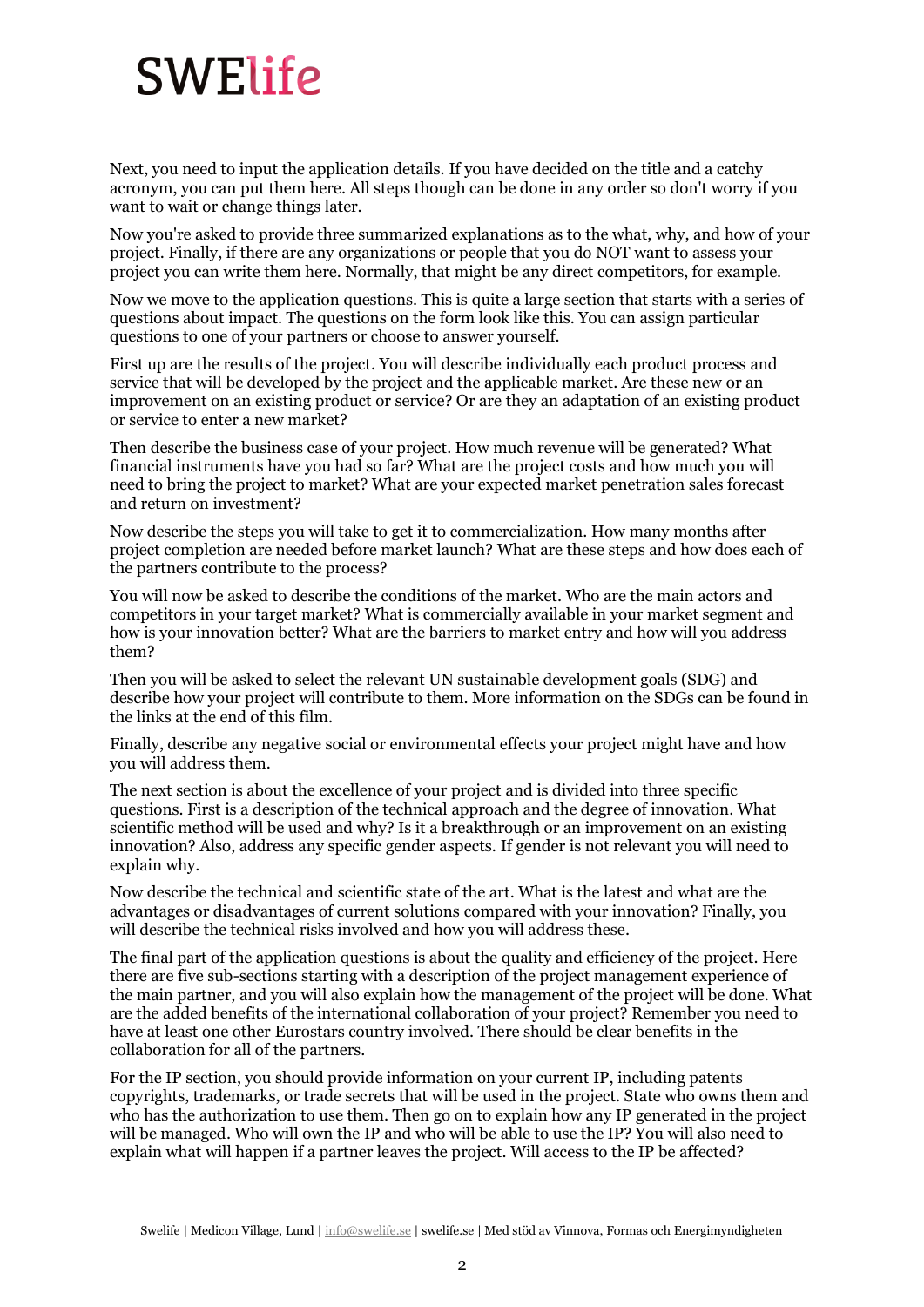Next, you need to input the application details. If you have decided on the title and a catchy acronym, you can put them here. All steps though can be done in any order so don't worry if you want to wait or change things later.

Now you're asked to provide three summarized explanations as to the what, why, and how of your project. Finally, if there are any organizations or people that you do NOT want to assess your project you can write them here. Normally, that might be any direct competitors, for example.

Now we move to the application questions. This is quite a large section that starts with a series of questions about impact. The questions on the form look like this. You can assign particular questions to one of your partners or choose to answer yourself.

First up are the results of the project. You will describe individually each product process and service that will be developed by the project and the applicable market. Are these new or an improvement on an existing product or service? Or are they an adaptation of an existing product or service to enter a new market?

Then describe the business case of your project. How much revenue will be generated? What financial instruments have you had so far? What are the project costs and how much you will need to bring the project to market? What are your expected market penetration sales forecast and return on investment?

Now describe the steps you will take to get it to commercialization. How many months after project completion are needed before market launch? What are these steps and how does each of the partners contribute to the process?

You will now be asked to describe the conditions of the market. Who are the main actors and competitors in your target market? What is commercially available in your market segment and how is your innovation better? What are the barriers to market entry and how will you address them?

Then you will be asked to select the relevant UN sustainable development goals (SDG) and describe how your project will contribute to them. More information on the SDGs can be found in the links at the end of this film.

Finally, describe any negative social or environmental effects your project might have and how you will address them.

The next section is about the excellence of your project and is divided into three specific questions. First is a description of the technical approach and the degree of innovation. What scientific method will be used and why? Is it a breakthrough or an improvement on an existing innovation? Also, address any specific gender aspects. If gender is not relevant you will need to explain why.

Now describe the technical and scientific state of the art. What is the latest and what are the advantages or disadvantages of current solutions compared with your innovation? Finally, you will describe the technical risks involved and how you will address these.

The final part of the application questions is about the quality and efficiency of the project. Here there are five sub-sections starting with a description of the project management experience of the main partner, and you will also explain how the management of the project will be done. What are the added benefits of the international collaboration of your project? Remember you need to have at least one other Eurostars country involved. There should be clear benefits in the collaboration for all of the partners.

For the IP section, you should provide information on your current IP, including patents copyrights, trademarks, or trade secrets that will be used in the project. State who owns them and who has the authorization to use them. Then go on to explain how any IP generated in the project will be managed. Who will own the IP and who will be able to use the IP? You will also need to explain what will happen if a partner leaves the project. Will access to the IP be affected?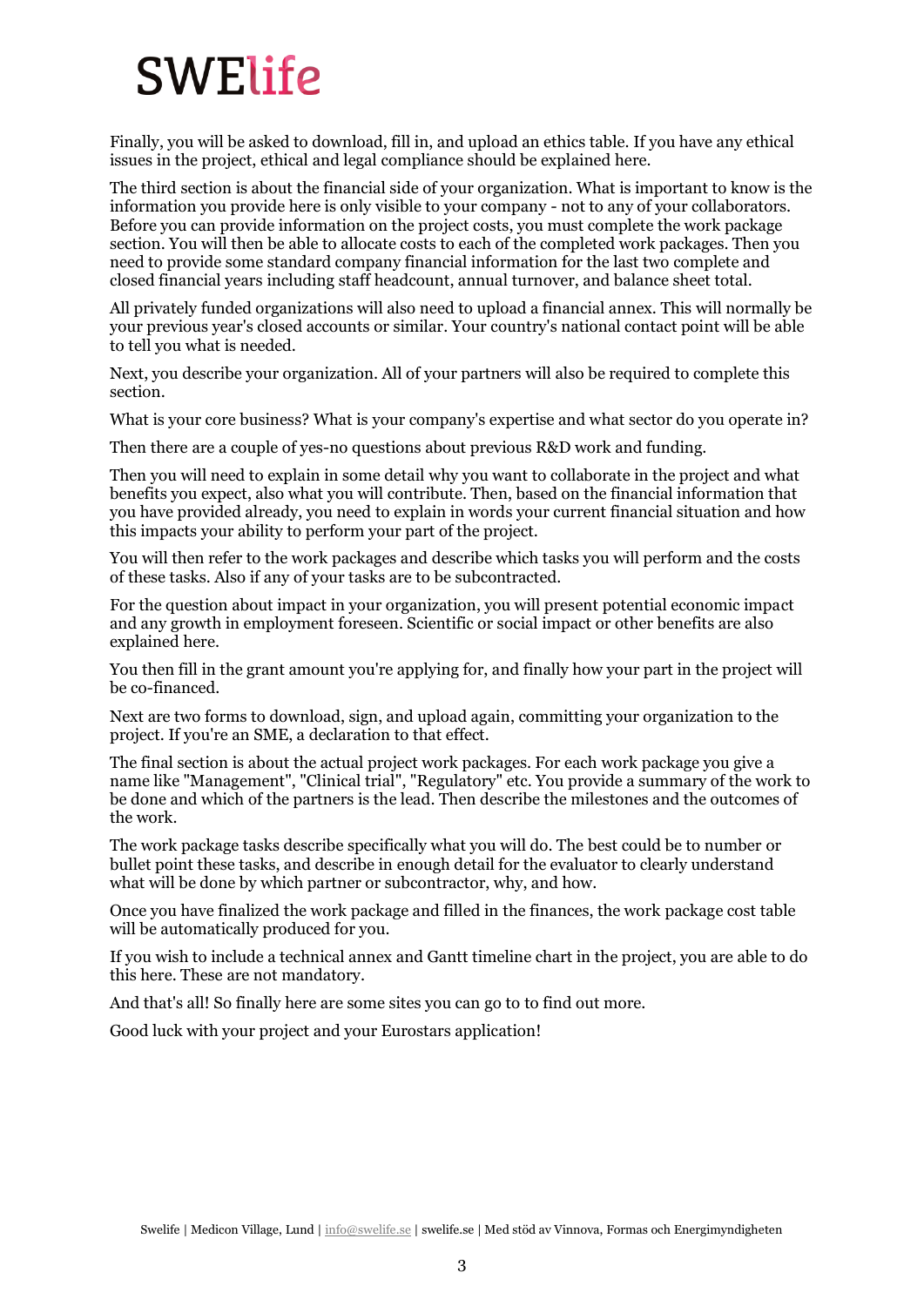Finally, you will be asked to download, fill in, and upload an ethics table. If you have any ethical issues in the project, ethical and legal compliance should be explained here.

The third section is about the financial side of your organization. What is important to know is the information you provide here is only visible to your company - not to any of your collaborators. Before you can provide information on the project costs, you must complete the work package section. You will then be able to allocate costs to each of the completed work packages. Then you need to provide some standard company financial information for the last two complete and closed financial years including staff headcount, annual turnover, and balance sheet total.

All privately funded organizations will also need to upload a financial annex. This will normally be your previous year's closed accounts or similar. Your country's national contact point will be able to tell you what is needed.

Next, you describe your organization. All of your partners will also be required to complete this section.

What is your core business? What is your company's expertise and what sector do you operate in?

Then there are a couple of yes-no questions about previous R&D work and funding.

Then you will need to explain in some detail why you want to collaborate in the project and what benefits you expect, also what you will contribute. Then, based on the financial information that you have provided already, you need to explain in words your current financial situation and how this impacts your ability to perform your part of the project.

You will then refer to the work packages and describe which tasks you will perform and the costs of these tasks. Also if any of your tasks are to be subcontracted.

For the question about impact in your organization, you will present potential economic impact and any growth in employment foreseen. Scientific or social impact or other benefits are also explained here.

You then fill in the grant amount you're applying for, and finally how your part in the project will be co-financed.

Next are two forms to download, sign, and upload again, committing your organization to the project. If you're an SME, a declaration to that effect.

The final section is about the actual project work packages. For each work package you give a name like "Management", "Clinical trial", "Regulatory" etc. You provide a summary of the work to be done and which of the partners is the lead. Then describe the milestones and the outcomes of the work.

The work package tasks describe specifically what you will do. The best could be to number or bullet point these tasks, and describe in enough detail for the evaluator to clearly understand what will be done by which partner or subcontractor, why, and how.

Once you have finalized the work package and filled in the finances, the work package cost table will be automatically produced for you.

If you wish to include a technical annex and Gantt timeline chart in the project, you are able to do this here. These are not mandatory.

And that's all! So finally here are some sites you can go to to find out more.

Good luck with your project and your Eurostars application!